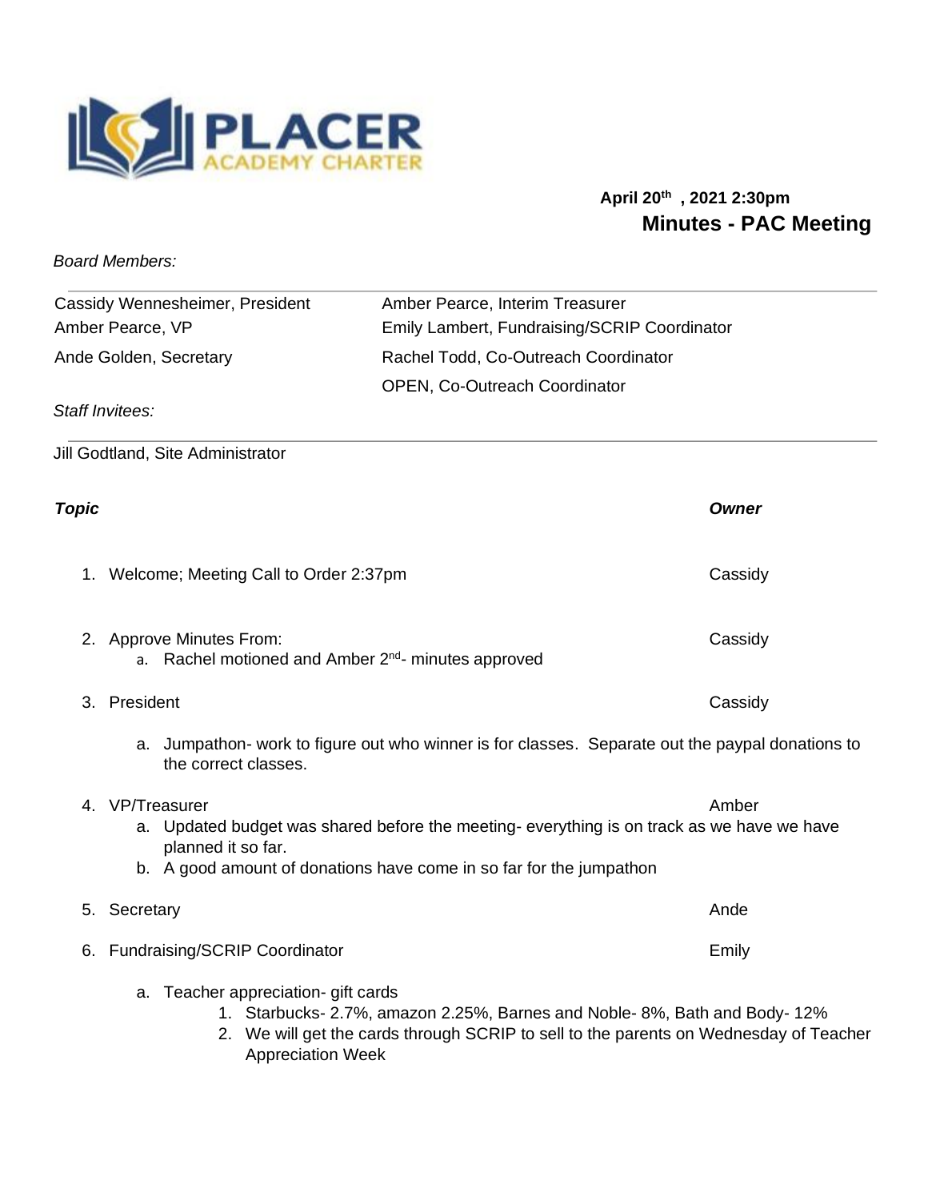PLACER ACADEMY CHARTER

**April 20th , 2021 2:30pm**

# Minutes - PAC Meeting

*Board Members:*

| | |
|---|---|
| Cassidy Wennesheimer, President | Amber Pearce, Interim Treasurer |
| Amber Pearce, VP | Emily Lambert, Fundraising/SCRIP Coordinator |
| Ande Golden, Secretary | Rachel Todd, Co-Outreach Coordinator |
| | OPEN, Co-Outreach Coordinator |

*Staff Invitees:*

Jill Godtland, Site Administrator

| ***Topic*** | ***Owner*** |
|---|---|
| 1. Welcome; Meeting Call to Order 2:37pm | Cassidy |
| 2. Approve Minutes From: | Cassidy |
| 3. President | Cassidy |
| 4. VP/Treasurer | Amber |
| 5. Secretary | Ande |
| 6. Fundraising/SCRIP Coordinator | Emily |

1. Welcome; Meeting Call to Order 2:37pm — Cassidy

2. Approve Minutes From: — Cassidy
   a. Rachel motioned and Amber 2nd- minutes approved

3. President — Cassidy
   a. Jumpathon- work to figure out who winner is for classes. Separate out the paypal donations to the correct classes.

4. VP/Treasurer — Amber
   a. Updated budget was shared before the meeting- everything is on track as we have we have planned it so far.
   b. A good amount of donations have come in so far for the jumpathon

5. Secretary — Ande

6. Fundraising/SCRIP Coordinator — Emily
   a. Teacher appreciation- gift cards
      1. Starbucks- 2.7%, amazon 2.25%, Barnes and Noble- 8%, Bath and Body- 12%
      2. We will get the cards through SCRIP to sell to the parents on Wednesday of Teacher Appreciation Week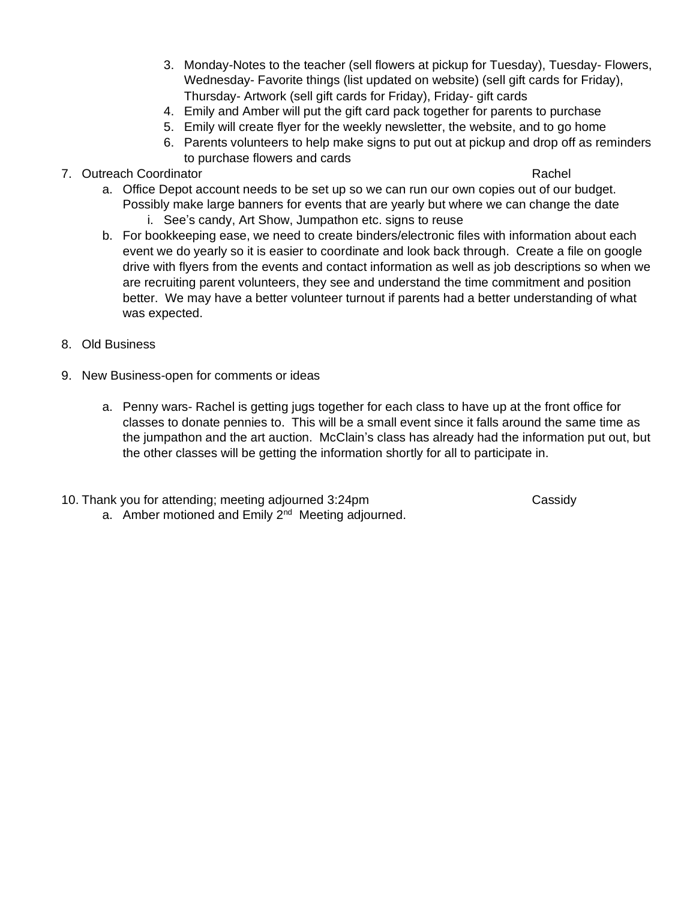3. Monday-Notes to the teacher (sell flowers at pickup for Tuesday), Tuesday- Flowers, Wednesday- Favorite things (list updated on website) (sell gift cards for Friday), Thursday- Artwork (sell gift cards for Friday), Friday- gift cards
4. Emily and Amber will put the gift card pack together for parents to purchase
5. Emily will create flyer for the weekly newsletter, the website, and to go home
6. Parents volunteers to help make signs to put out at pickup and drop off as reminders to purchase flowers and cards

7. Outreach Coordinator — Rachel
   a. Office Depot account needs to be set up so we can run our own copies out of our budget. Possibly make large banners for events that are yearly but where we can change the date
      i. See's candy, Art Show, Jumpathon etc. signs to reuse
   b. For bookkeeping ease, we need to create binders/electronic files with information about each event we do yearly so it is easier to coordinate and look back through. Create a file on google drive with flyers from the events and contact information as well as job descriptions so when we are recruiting parent volunteers, they see and understand the time commitment and position better. We may have a better volunteer turnout if parents had a better understanding of what was expected.

8. Old Business

9. New Business-open for comments or ideas
   a. Penny wars- Rachel is getting jugs together for each class to have up at the front office for classes to donate pennies to. This will be a small event since it falls around the same time as the jumpathon and the art auction. McClain's class has already had the information put out, but the other classes will be getting the information shortly for all to participate in.

10. Thank you for attending; meeting adjourned 3:24pm — Cassidy
    a. Amber motioned and Emily 2nd Meeting adjourned.